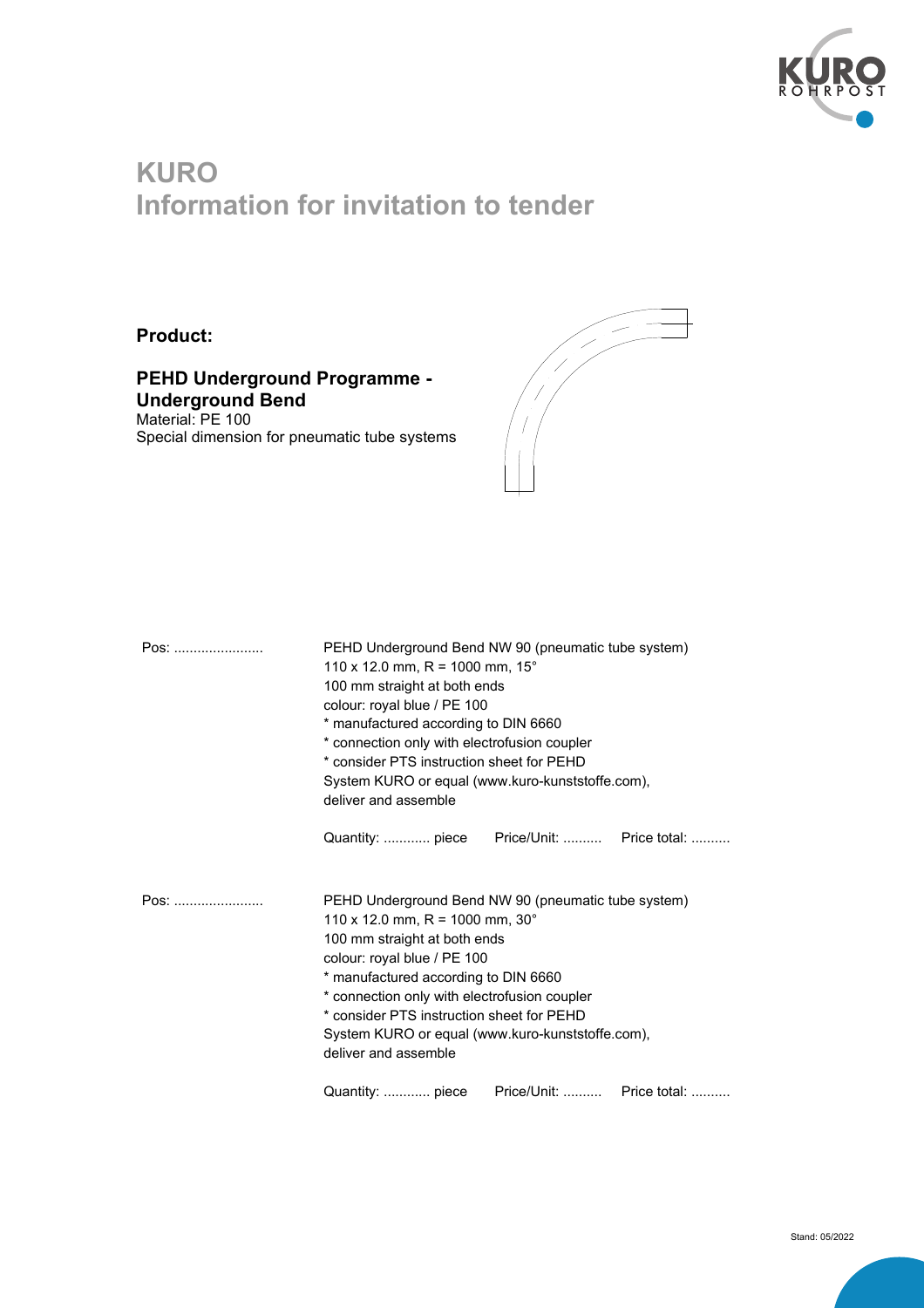# KURO
# Information for invitation to tender

**Product:**

## PEHD Underground Programme - Underground Bend

Material: PE 100
Special dimension for pneumatic tube systems

Pos: .......................

PEHD Underground Bend NW 90 (pneumatic tube system)
110 x 12.0 mm, R = 1000 mm, 15°
100 mm straight at both ends
colour: royal blue / PE 100
* manufactured according to DIN 6660
* connection only with electrofusion coupler
* consider PTS instruction sheet for PEHD
System KURO or equal (www.kuro-kunststoffe.com),
deliver and assemble

Quantity: ............ piece Price/Unit: .......... Price total: ..........

Pos: .......................

PEHD Underground Bend NW 90 (pneumatic tube system)
110 x 12.0 mm, R = 1000 mm, 30°
100 mm straight at both ends
colour: royal blue / PE 100
* manufactured according to DIN 6660
* connection only with electrofusion coupler
* consider PTS instruction sheet for PEHD
System KURO or equal (www.kuro-kunststoffe.com),
deliver and assemble

Quantity: ............ piece Price/Unit: .......... Price total: ..........

Stand: 05/2022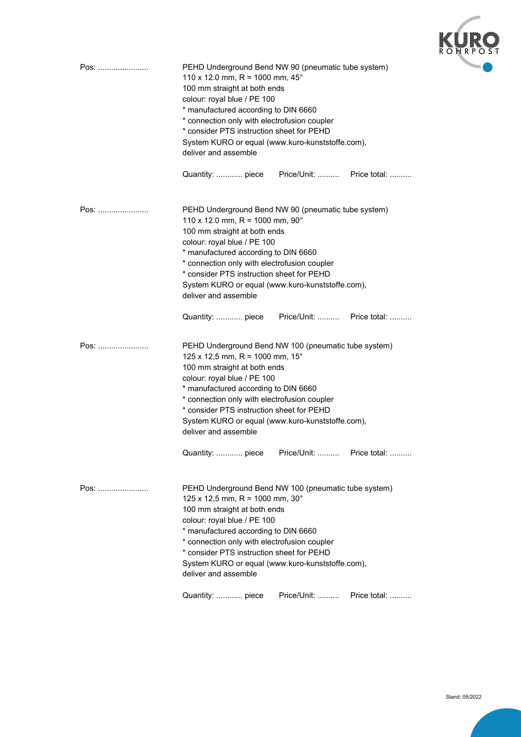Pos: .......................

PEHD Underground Bend NW 90 (pneumatic tube system)
110 x 12.0 mm, R = 1000 mm, 45°
100 mm straight at both ends
colour: royal blue / PE 100
* manufactured according to DIN 6660
* connection only with electrofusion coupler
* consider PTS instruction sheet for PEHD
System KURO or equal (www.kuro-kunststoffe.com),
deliver and assemble

Quantity: ............ piece    Price/Unit: ..........    Price total: ..........

Pos: .......................

PEHD Underground Bend NW 90 (pneumatic tube system)
110 x 12.0 mm, R = 1000 mm, 90°
100 mm straight at both ends
colour: royal blue / PE 100
* manufactured according to DIN 6660
* connection only with electrofusion coupler
* consider PTS instruction sheet for PEHD
System KURO or equal (www.kuro-kunststoffe.com),
deliver and assemble

Quantity: ............ piece    Price/Unit: ..........    Price total: ..........

Pos: .......................

PEHD Underground Bend NW 100 (pneumatic tube system)
125 x 12,5 mm, R = 1000 mm, 15°
100 mm straight at both ends
colour: royal blue / PE 100
* manufactured according to DIN 6660
* connection only with electrofusion coupler
* consider PTS instruction sheet for PEHD
System KURO or equal (www.kuro-kunststoffe.com),
deliver and assemble

Quantity: ............ piece    Price/Unit: ..........    Price total: ..........

Pos: .......................

PEHD Underground Bend NW 100 (pneumatic tube system)
125 x 12,5 mm, R = 1000 mm, 30°
100 mm straight at both ends
colour: royal blue / PE 100
* manufactured according to DIN 6660
* connection only with electrofusion coupler
* consider PTS instruction sheet for PEHD
System KURO or equal (www.kuro-kunststoffe.com),
deliver and assemble

Quantity: ............ piece    Price/Unit: ..........    Price total: ..........

Stand: 05/2022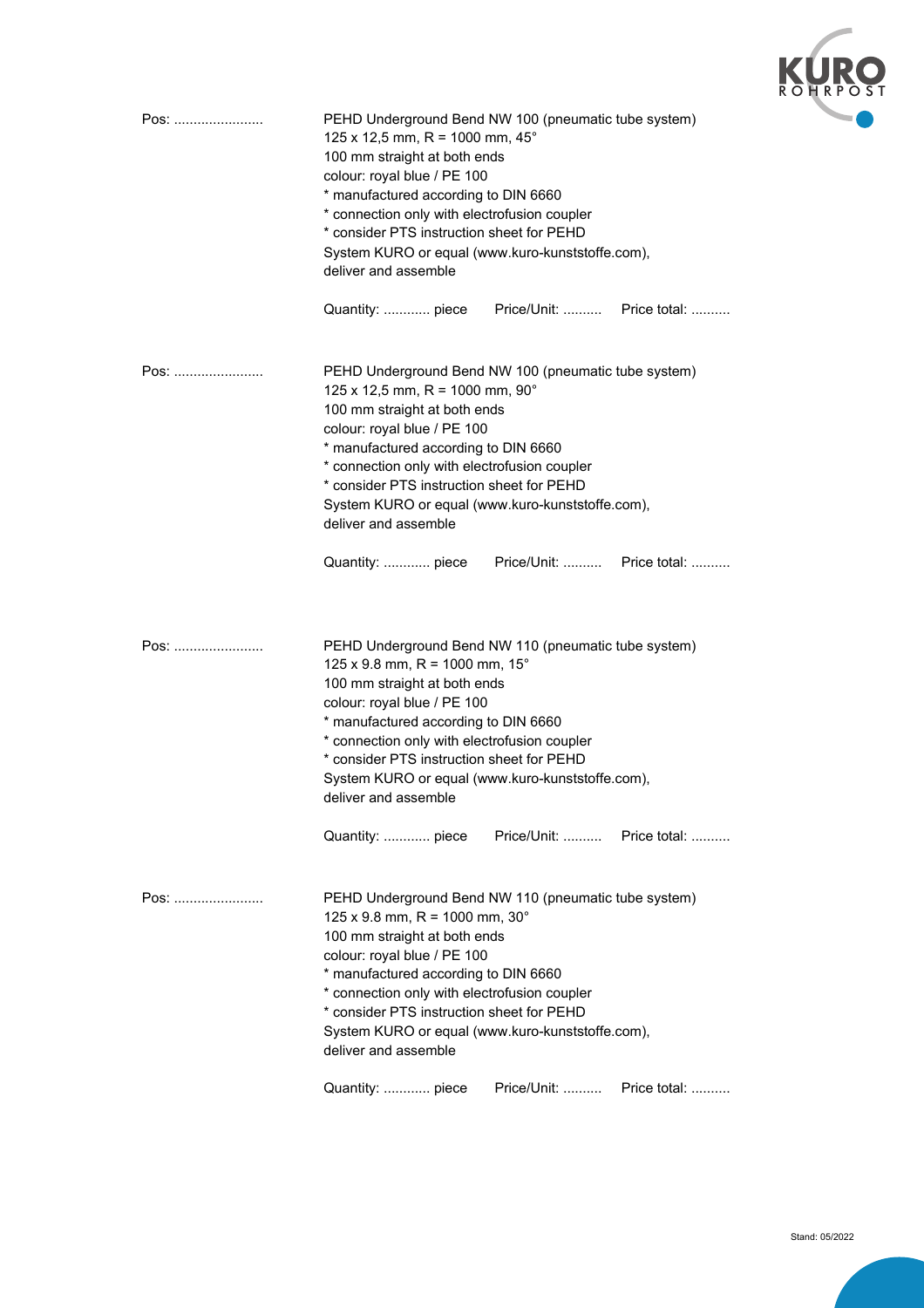Pos: .......................

PEHD Underground Bend NW 100 (pneumatic tube system)
125 x 12,5 mm, R = 1000 mm, 45°
100 mm straight at both ends
colour: royal blue / PE 100
* manufactured according to DIN 6660
* connection only with electrofusion coupler
* consider PTS instruction sheet for PEHD
System KURO or equal (www.kuro-kunststoffe.com),
deliver and assemble

Quantity: ............ piece    Price/Unit: ..........    Price total: ..........

Pos: .......................

PEHD Underground Bend NW 100 (pneumatic tube system)
125 x 12,5 mm, R = 1000 mm, 90°
100 mm straight at both ends
colour: royal blue / PE 100
* manufactured according to DIN 6660
* connection only with electrofusion coupler
* consider PTS instruction sheet for PEHD
System KURO or equal (www.kuro-kunststoffe.com),
deliver and assemble

Quantity: ............ piece    Price/Unit: ..........    Price total: ..........

Pos: .......................

PEHD Underground Bend NW 110 (pneumatic tube system)
125 x 9.8 mm, R = 1000 mm, 15°
100 mm straight at both ends
colour: royal blue / PE 100
* manufactured according to DIN 6660
* connection only with electrofusion coupler
* consider PTS instruction sheet for PEHD
System KURO or equal (www.kuro-kunststoffe.com),
deliver and assemble

Quantity: ............ piece    Price/Unit: ..........    Price total: ..........

Pos: .......................

PEHD Underground Bend NW 110 (pneumatic tube system)
125 x 9.8 mm, R = 1000 mm, 30°
100 mm straight at both ends
colour: royal blue / PE 100
* manufactured according to DIN 6660
* connection only with electrofusion coupler
* consider PTS instruction sheet for PEHD
System KURO or equal (www.kuro-kunststoffe.com),
deliver and assemble

Quantity: ............ piece    Price/Unit: ..........    Price total: ..........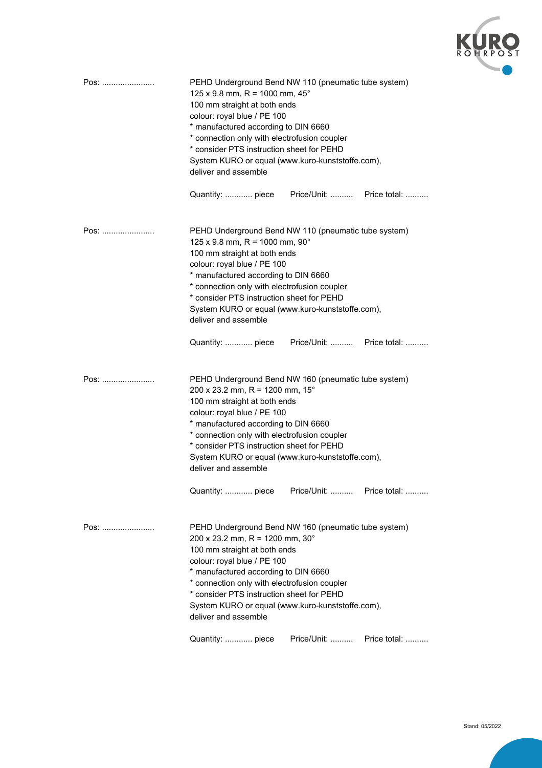Pos: .......................

PEHD Underground Bend NW 110 (pneumatic tube system)
125 x 9.8 mm, R = 1000 mm, 45°
100 mm straight at both ends
colour: royal blue / PE 100
* manufactured according to DIN 6660
* connection only with electrofusion coupler
* consider PTS instruction sheet for PEHD
System KURO or equal (www.kuro-kunststoffe.com),
deliver and assemble

Quantity: ............ piece  Price/Unit: ..........  Price total: ..........

Pos: .......................

PEHD Underground Bend NW 110 (pneumatic tube system)
125 x 9.8 mm, R = 1000 mm, 90°
100 mm straight at both ends
colour: royal blue / PE 100
* manufactured according to DIN 6660
* connection only with electrofusion coupler
* consider PTS instruction sheet for PEHD
System KURO or equal (www.kuro-kunststoffe.com),
deliver and assemble

Quantity: ............ piece  Price/Unit: ..........  Price total: ..........

Pos: .......................

PEHD Underground Bend NW 160 (pneumatic tube system)
200 x 23.2 mm, R = 1200 mm, 15°
100 mm straight at both ends
colour: royal blue / PE 100
* manufactured according to DIN 6660
* connection only with electrofusion coupler
* consider PTS instruction sheet for PEHD
System KURO or equal (www.kuro-kunststoffe.com),
deliver and assemble

Quantity: ............ piece  Price/Unit: ..........  Price total: ..........

Pos: .......................

PEHD Underground Bend NW 160 (pneumatic tube system)
200 x 23.2 mm, R = 1200 mm, 30°
100 mm straight at both ends
colour: royal blue / PE 100
* manufactured according to DIN 6660
* connection only with electrofusion coupler
* consider PTS instruction sheet for PEHD
System KURO or equal (www.kuro-kunststoffe.com),
deliver and assemble

Quantity: ............ piece  Price/Unit: ..........  Price total: ..........

Stand: 05/2022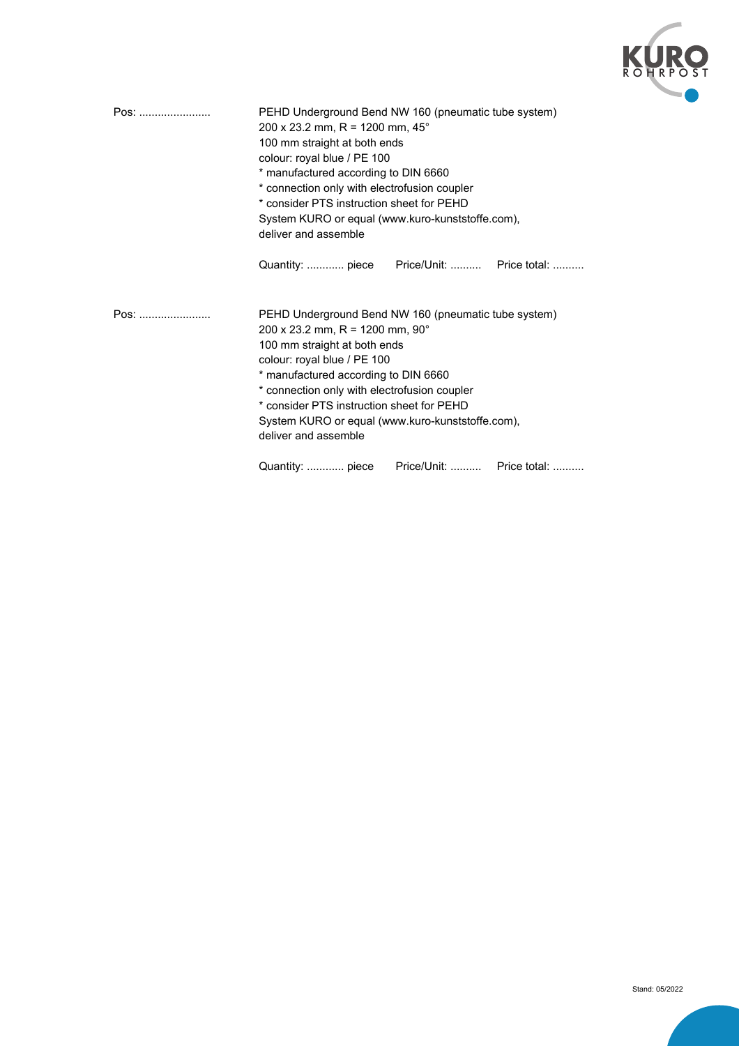Pos: .......................

PEHD Underground Bend NW 160 (pneumatic tube system)
200 x 23.2 mm, R = 1200 mm, 45°
100 mm straight at both ends
colour: royal blue / PE 100
* manufactured according to DIN 6660
* connection only with electrofusion coupler
* consider PTS instruction sheet for PEHD
System KURO or equal (www.kuro-kunststoffe.com),
deliver and assemble

Quantity: ............ piece    Price/Unit: ..........    Price total: ..........

Pos: .......................

PEHD Underground Bend NW 160 (pneumatic tube system)
200 x 23.2 mm, R = 1200 mm, 90°
100 mm straight at both ends
colour: royal blue / PE 100
* manufactured according to DIN 6660
* connection only with electrofusion coupler
* consider PTS instruction sheet for PEHD
System KURO or equal (www.kuro-kunststoffe.com),
deliver and assemble

Quantity: ............ piece    Price/Unit: ..........    Price total: ..........

Stand: 05/2022